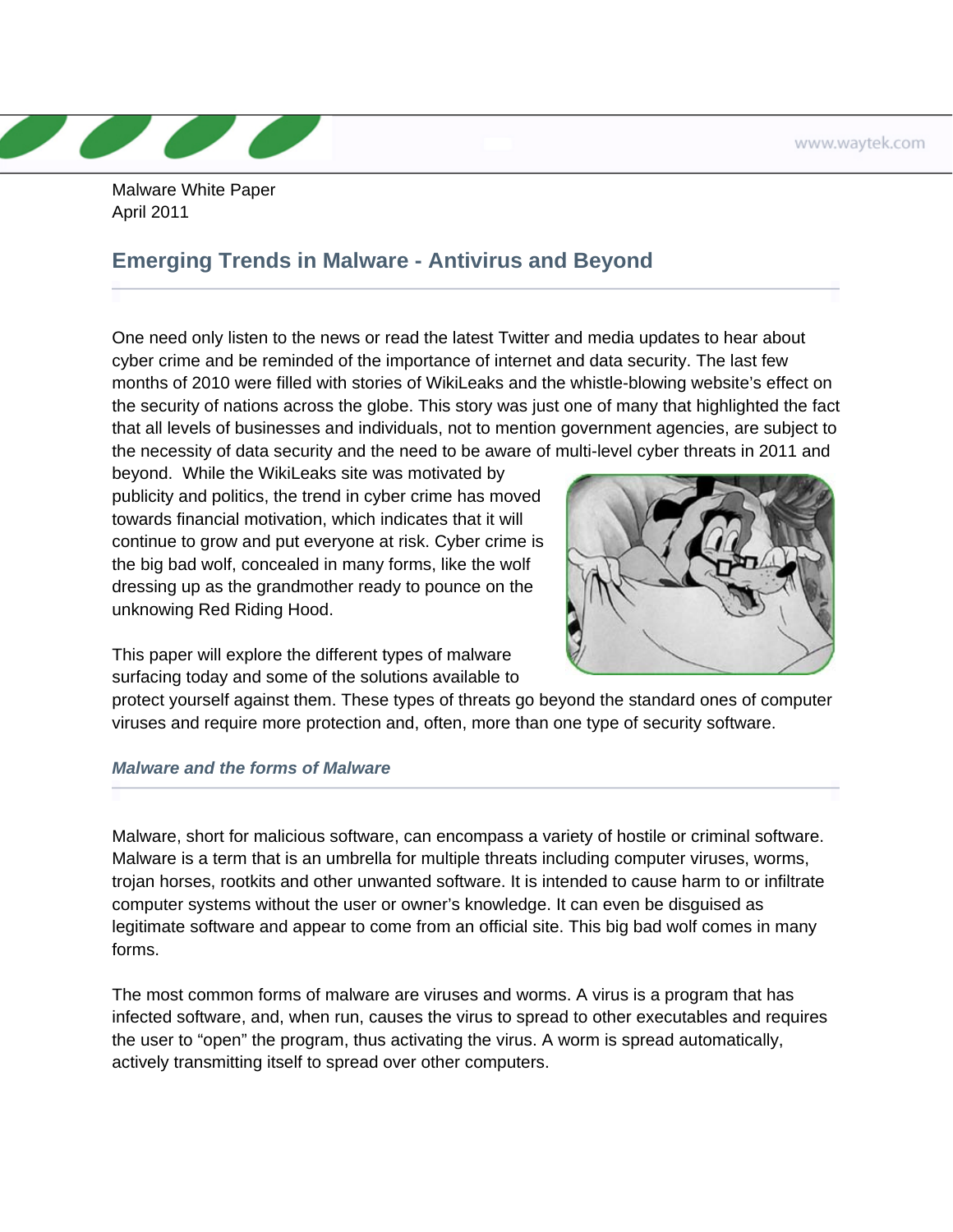Malware White Paper
April 2011

# Emerging Trends in Malware - Antivirus and Beyond

One need only listen to the news or read the latest Twitter and media updates to hear about cyber crime and be reminded of the importance of internet and data security. The last few months of 2010 were filled with stories of WikiLeaks and the whistle-blowing website's effect on the security of nations across the globe. This story was just one of many that highlighted the fact that all levels of businesses and individuals, not to mention government agencies, are subject to the necessity of data security and the need to be aware of multi-level cyber threats in 2011 and beyond. While the WikiLeaks site was motivated by publicity and politics, the trend in cyber crime has moved towards financial motivation, which indicates that it will continue to grow and put everyone at risk. Cyber crime is the big bad wolf, concealed in many forms, like the wolf dressing up as the grandmother ready to pounce on the unknowing Red Riding Hood.

This paper will explore the different types of malware surfacing today and some of the solutions available to protect yourself against them. These types of threats go beyond the standard ones of computer viruses and require more protection and, often, more than one type of security software.

### *Malware and the forms of Malware*

Malware, short for malicious software, can encompass a variety of hostile or criminal software. Malware is a term that is an umbrella for multiple threats including computer viruses, worms, trojan horses, rootkits and other unwanted software. It is intended to cause harm to or infiltrate computer systems without the user or owner's knowledge. It can even be disguised as legitimate software and appear to come from an official site. This big bad wolf comes in many forms.

The most common forms of malware are viruses and worms. A virus is a program that has infected software, and, when run, causes the virus to spread to other executables and requires the user to "open" the program, thus activating the virus. A worm is spread automatically, actively transmitting itself to spread over other computers.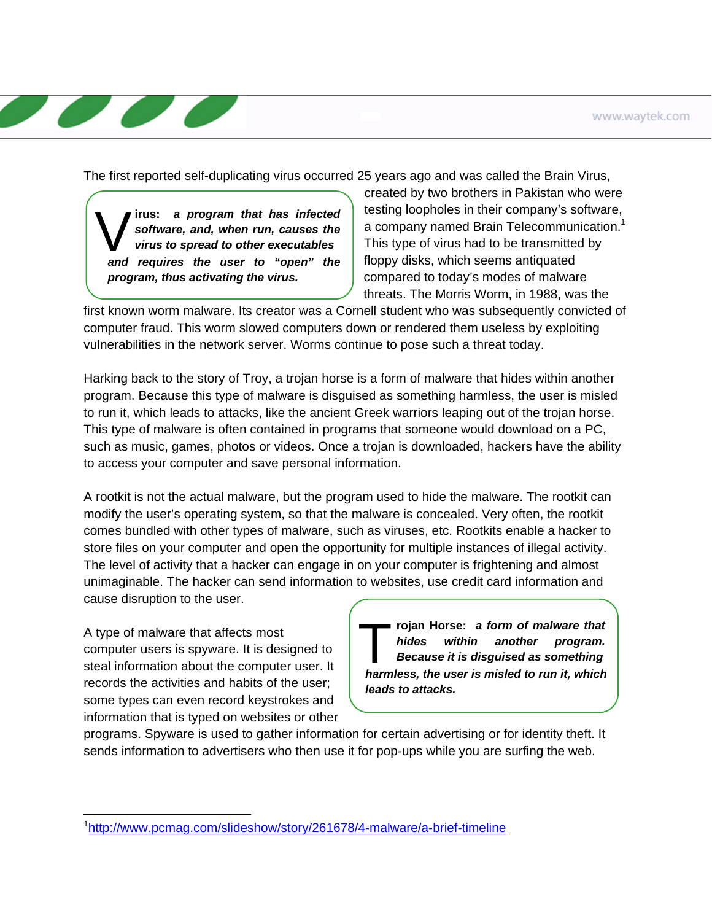The first reported self-duplicating virus occurred 25 years ago and was called the Brain Virus, created by two brothers in Pakistan who were testing loopholes in their company's software, a company named Brain Telecommunication.[1] This type of virus had to be transmitted by floppy disks, which seems antiquated compared to today's modes of malware threats. The Morris Worm, in 1988, was the first known worm malware. Its creator was a Cornell student who was subsequently convicted of computer fraud. This worm slowed computers down or rendered them useless by exploiting vulnerabilities in the network server. Worms continue to pose such a threat today.

> **Virus:** ***a program that has infected software, and, when run, causes the virus to spread to other executables and requires the user to "open" the program, thus activating the virus.***

Harking back to the story of Troy, a trojan horse is a form of malware that hides within another program. Because this type of malware is disguised as something harmless, the user is misled to run it, which leads to attacks, like the ancient Greek warriors leaping out of the trojan horse. This type of malware is often contained in programs that someone would download on a PC, such as music, games, photos or videos. Once a trojan is downloaded, hackers have the ability to access your computer and save personal information.

A rootkit is not the actual malware, but the program used to hide the malware. The rootkit can modify the user's operating system, so that the malware is concealed. Very often, the rootkit comes bundled with other types of malware, such as viruses, etc. Rootkits enable a hacker to store files on your computer and open the opportunity for multiple instances of illegal activity. The level of activity that a hacker can engage in on your computer is frightening and almost unimaginable. The hacker can send information to websites, use credit card information and cause disruption to the user.

A type of malware that affects most computer users is spyware. It is designed to steal information about the computer user. It records the activities and habits of the user; some types can even record keystrokes and information that is typed on websites or other programs. Spyware is used to gather information for certain advertising or for identity theft. It sends information to advertisers who then use it for pop-ups while you are surfing the web.

> **Trojan Horse:** ***a form of malware that hides within another program. Because it is disguised as something harmless, the user is misled to run it, which leads to attacks.***

---

[1] http://www.pcmag.com/slideshow/story/261678/4-malware/a-brief-timeline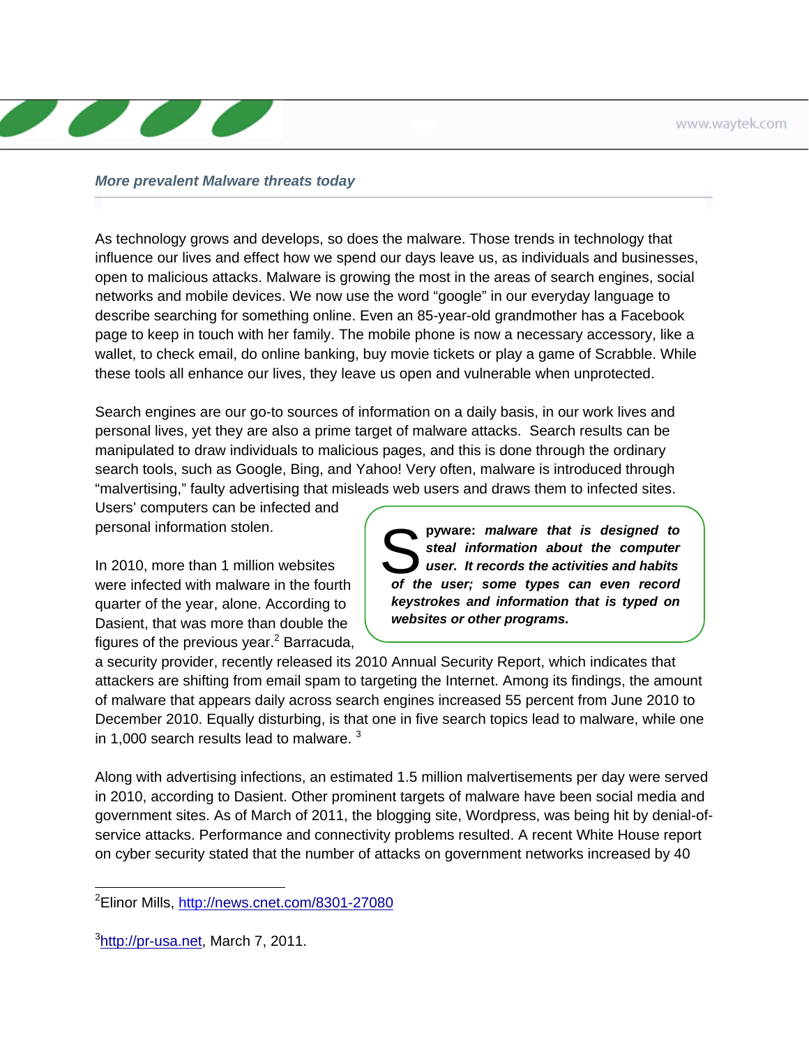### *More prevalent Malware threats today*

As technology grows and develops, so does the malware. Those trends in technology that influence our lives and effect how we spend our days leave us, as individuals and businesses, open to malicious attacks. Malware is growing the most in the areas of search engines, social networks and mobile devices. We now use the word "google" in our everyday language to describe searching for something online. Even an 85-year-old grandmother has a Facebook page to keep in touch with her family. The mobile phone is now a necessary accessory, like a wallet, to check email, do online banking, buy movie tickets or play a game of Scrabble. While these tools all enhance our lives, they leave us open and vulnerable when unprotected.

Search engines are our go-to sources of information on a daily basis, in our work lives and personal lives, yet they are also a prime target of malware attacks. Search results can be manipulated to draw individuals to malicious pages, and this is done through the ordinary search tools, such as Google, Bing, and Yahoo! Very often, malware is introduced through "malvertising," faulty advertising that misleads web users and draws them to infected sites. Users' computers can be infected and personal information stolen.

> **Spyware:** ***malware that is designed to steal information about the computer user. It records the activities and habits of the user; some types can even record keystrokes and information that is typed on websites or other programs.***

In 2010, more than 1 million websites were infected with malware in the fourth quarter of the year, alone. According to Dasient, that was more than double the figures of the previous year.[2] Barracuda, a security provider, recently released its 2010 Annual Security Report, which indicates that attackers are shifting from email spam to targeting the Internet. Among its findings, the amount of malware that appears daily across search engines increased 55 percent from June 2010 to December 2010. Equally disturbing, is that one in five search topics lead to malware, while one in 1,000 search results lead to malware. [3]

Along with advertising infections, an estimated 1.5 million malvertisements per day were served in 2010, according to Dasient. Other prominent targets of malware have been social media and government sites. As of March of 2011, the blogging site, Wordpress, was being hit by denial-of-service attacks. Performance and connectivity problems resulted. A recent White House report on cyber security stated that the number of attacks on government networks increased by 40

---

[2] Elinor Mills, http://news.cnet.com/8301-27080

[3] http://pr-usa.net, March 7, 2011.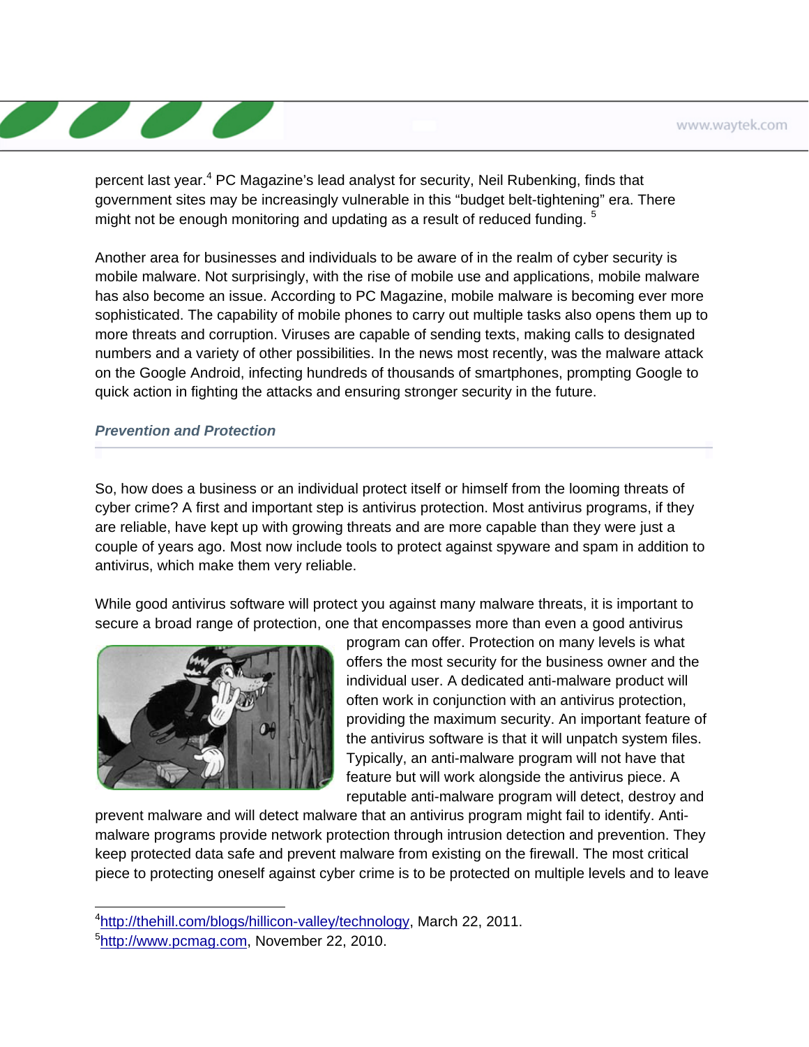percent last year.[4] PC Magazine's lead analyst for security, Neil Rubenking, finds that government sites may be increasingly vulnerable in this "budget belt-tightening" era. There might not be enough monitoring and updating as a result of reduced funding. [5]

Another area for businesses and individuals to be aware of in the realm of cyber security is mobile malware. Not surprisingly, with the rise of mobile use and applications, mobile malware has also become an issue. According to PC Magazine, mobile malware is becoming ever more sophisticated. The capability of mobile phones to carry out multiple tasks also opens them up to more threats and corruption. Viruses are capable of sending texts, making calls to designated numbers and a variety of other possibilities. In the news most recently, was the malware attack on the Google Android, infecting hundreds of thousands of smartphones, prompting Google to quick action in fighting the attacks and ensuring stronger security in the future.

### *Prevention and Protection*

So, how does a business or an individual protect itself or himself from the looming threats of cyber crime? A first and important step is antivirus protection. Most antivirus programs, if they are reliable, have kept up with growing threats and are more capable than they were just a couple of years ago. Most now include tools to protect against spyware and spam in addition to antivirus, which make them very reliable.

While good antivirus software will protect you against many malware threats, it is important to secure a broad range of protection, one that encompasses more than even a good antivirus program can offer. Protection on many levels is what offers the most security for the business owner and the individual user. A dedicated anti-malware product will often work in conjunction with an antivirus protection, providing the maximum security. An important feature of the antivirus software is that it will unpatch system files. Typically, an anti-malware program will not have that feature but will work alongside the antivirus piece. A reputable anti-malware program will detect, destroy and prevent malware and will detect malware that an antivirus program might fail to identify. Anti-malware programs provide network protection through intrusion detection and prevention. They keep protected data safe and prevent malware from existing on the firewall. The most critical piece to protecting oneself against cyber crime is to be protected on multiple levels and to leave

---

[4] http://thehill.com/blogs/hillicon-valley/technology, March 22, 2011.

[5] http://www.pcmag.com, November 22, 2010.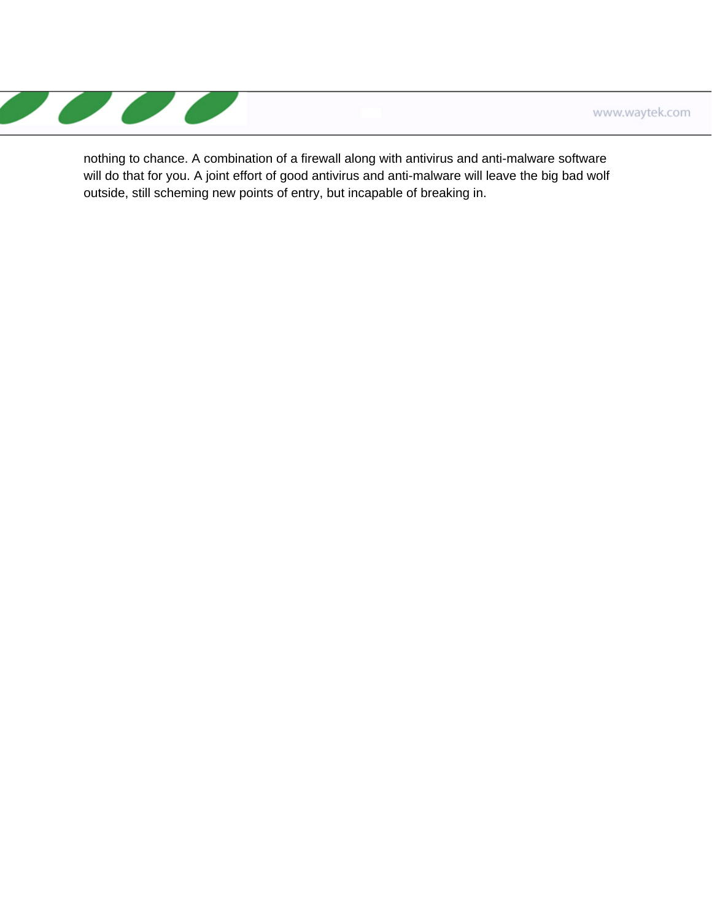nothing to chance. A combination of a firewall along with antivirus and anti-malware software will do that for you. A joint effort of good antivirus and anti-malware will leave the big bad wolf outside, still scheming new points of entry, but incapable of breaking in.